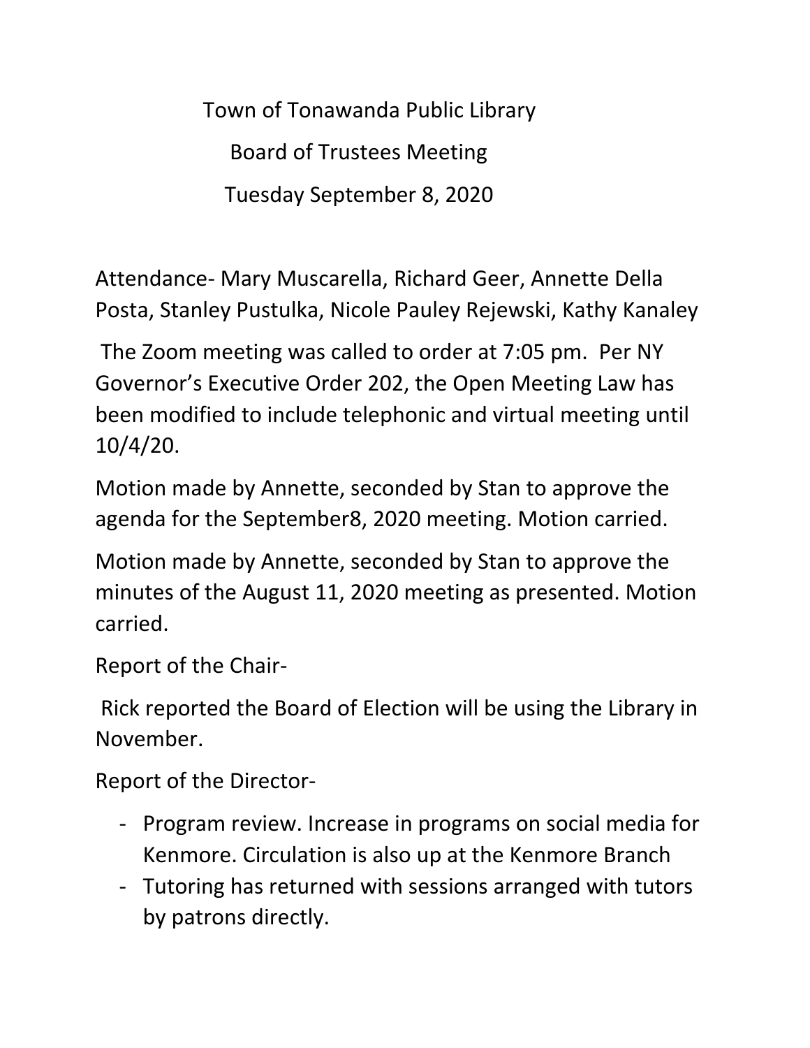# Town of Tonawanda Public Library

## Board of Trustees Meeting

## Tuesday September 8, 2020

Attendance- Mary Muscarella, Richard Geer, Annette Della Posta, Stanley Pustulka, Nicole Pauley Rejewski, Kathy Kanaley

The Zoom meeting was called to order at 7:05 pm. Per NY Governor's Executive Order 202, the Open Meeting Law has been modified to include telephonic and virtual meeting until 10/4/20.

Motion made by Annette, seconded by Stan to approve the agenda for the September8, 2020 meeting. Motion carried.

Motion made by Annette, seconded by Stan to approve the minutes of the August 11, 2020 meeting as presented. Motion carried.

Report of the Chair-

Rick reported the Board of Election will be using the Library in November.

Report of the Director-

- Program review. Increase in programs on social media for Kenmore. Circulation is also up at the Kenmore Branch
- Tutoring has returned with sessions arranged with tutors by patrons directly.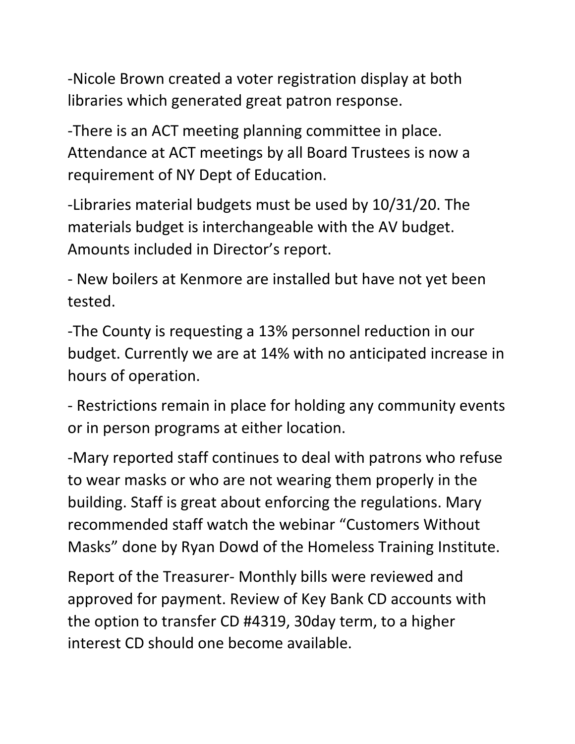-Nicole Brown created a voter registration display at both libraries which generated great patron response.

-There is an ACT meeting planning committee in place. Attendance at ACT meetings by all Board Trustees is now a requirement of NY Dept of Education.

-Libraries material budgets must be used by 10/31/20. The materials budget is interchangeable with the AV budget. Amounts included in Director's report.

- New boilers at Kenmore are installed but have not yet been tested.

-The County is requesting a 13% personnel reduction in our budget. Currently we are at 14% with no anticipated increase in hours of operation.

- Restrictions remain in place for holding any community events or in person programs at either location.

-Mary reported staff continues to deal with patrons who refuse to wear masks or who are not wearing them properly in the building. Staff is great about enforcing the regulations. Mary recommended staff watch the webinar "Customers Without Masks" done by Ryan Dowd of the Homeless Training Institute.

Report of the Treasurer- Monthly bills were reviewed and approved for payment. Review of Key Bank CD accounts with the option to transfer CD #4319, 30day term, to a higher interest CD should one become available.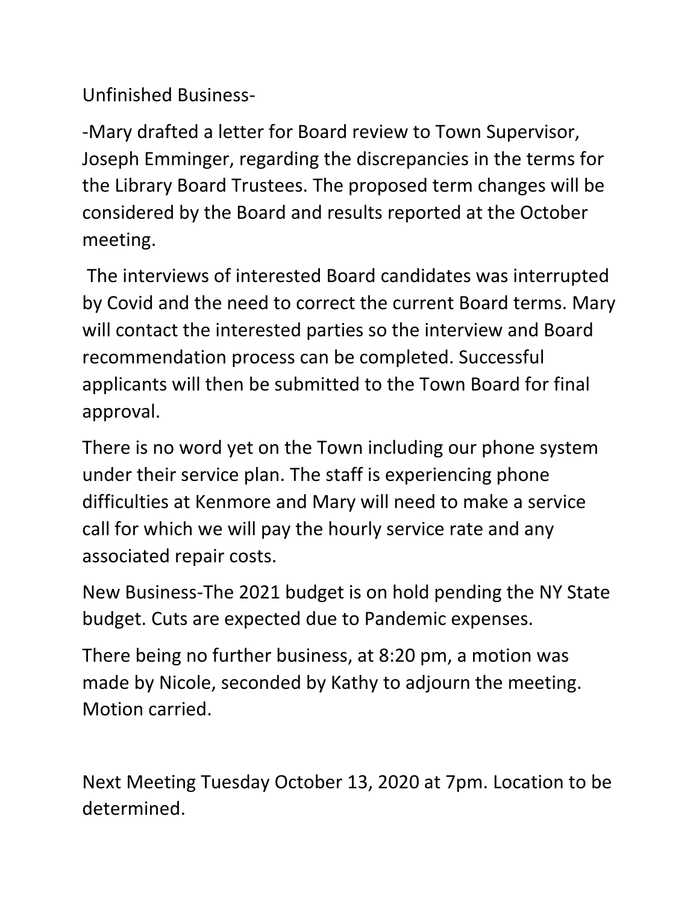Unfinished Business-

-Mary drafted a letter for Board review to Town Supervisor, Joseph Emminger, regarding the discrepancies in the terms for the Library Board Trustees. The proposed term changes will be considered by the Board and results reported at the October meeting.

The interviews of interested Board candidates was interrupted by Covid and the need to correct the current Board terms. Mary will contact the interested parties so the interview and Board recommendation process can be completed. Successful applicants will then be submitted to the Town Board for final approval.

There is no word yet on the Town including our phone system under their service plan. The staff is experiencing phone difficulties at Kenmore and Mary will need to make a service call for which we will pay the hourly service rate and any associated repair costs.

New Business-The 2021 budget is on hold pending the NY State budget. Cuts are expected due to Pandemic expenses.

There being no further business, at 8:20 pm, a motion was made by Nicole, seconded by Kathy to adjourn the meeting. Motion carried.

Next Meeting Tuesday October 13, 2020 at 7pm. Location to be determined.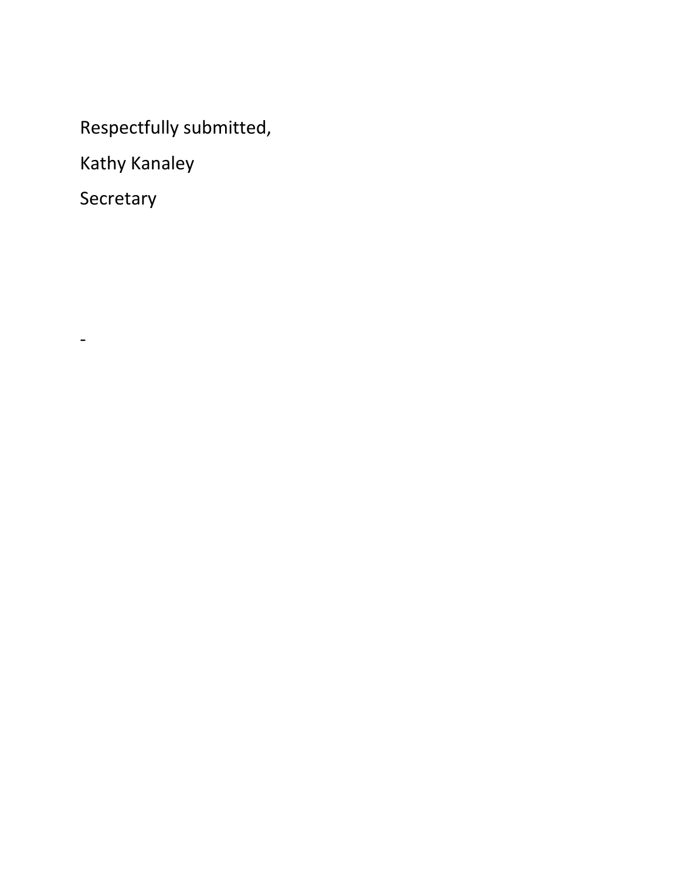Respectfully submitted,

Kathy Kanaley

Secretary

-